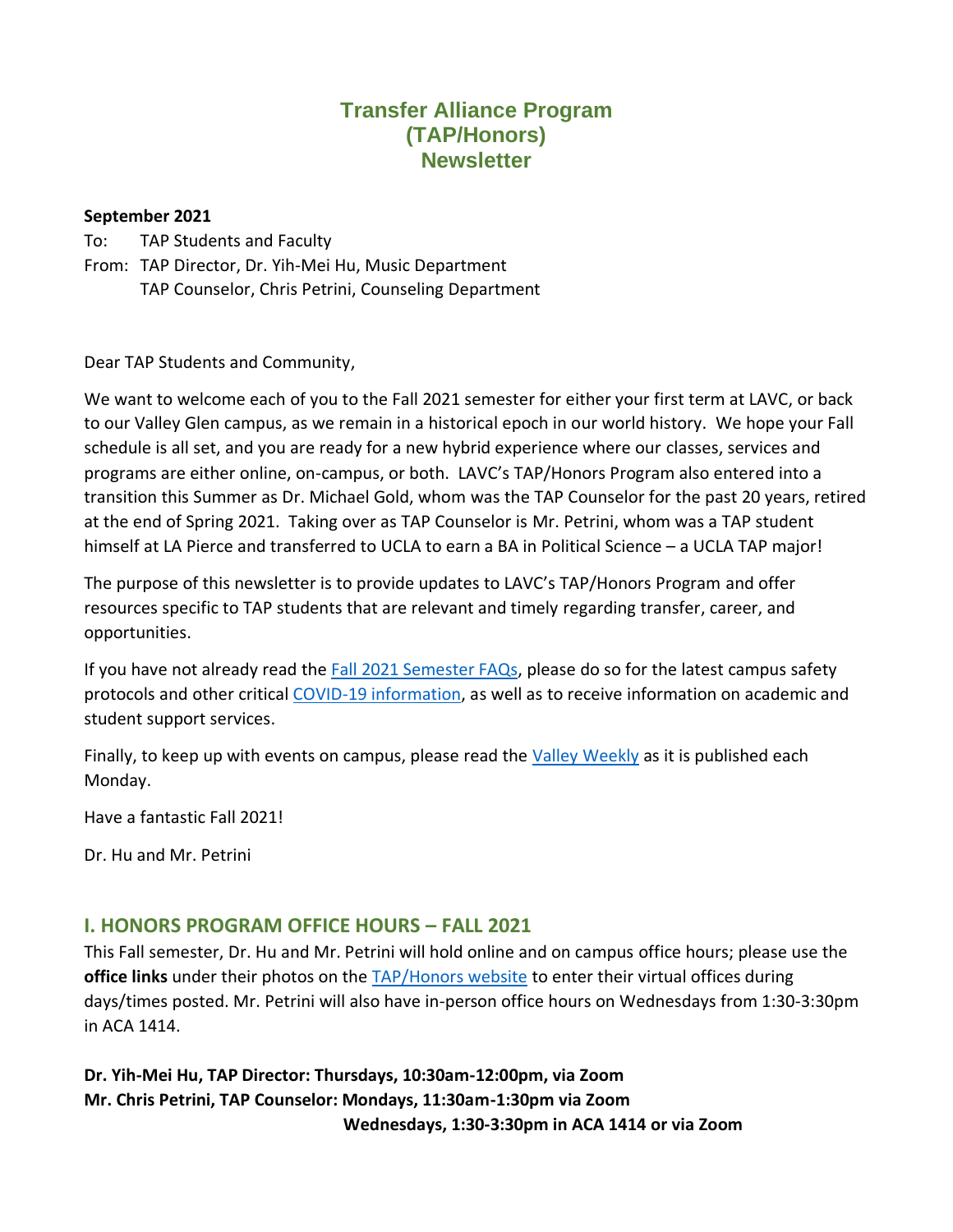# Transfer Alliance Program
# (TAP/Honors)
# Newsletter

**September 2021**

To: TAP Students and Faculty

From: TAP Director, Dr. Yih-Mei Hu, Music Department
TAP Counselor, Chris Petrini, Counseling Department

Dear TAP Students and Community,

We want to welcome each of you to the Fall 2021 semester for either your first term at LAVC, or back to our Valley Glen campus, as we remain in a historical epoch in our world history. We hope your Fall schedule is all set, and you are ready for a new hybrid experience where our classes, services and programs are either online, on-campus, or both. LAVC's TAP/Honors Program also entered into a transition this Summer as Dr. Michael Gold, whom was the TAP Counselor for the past 20 years, retired at the end of Spring 2021. Taking over as TAP Counselor is Mr. Petrini, whom was a TAP student himself at LA Pierce and transferred to UCLA to earn a BA in Political Science – a UCLA TAP major!

The purpose of this newsletter is to provide updates to LAVC's TAP/Honors Program and offer resources specific to TAP students that are relevant and timely regarding transfer, career, and opportunities.

If you have not already read the Fall 2021 Semester FAQs, please do so for the latest campus safety protocols and other critical COVID-19 information, as well as to receive information on academic and student support services.

Finally, to keep up with events on campus, please read the Valley Weekly as it is published each Monday.

Have a fantastic Fall 2021!

Dr. Hu and Mr. Petrini

## I. HONORS PROGRAM OFFICE HOURS – FALL 2021

This Fall semester, Dr. Hu and Mr. Petrini will hold online and on campus office hours; please use the **office links** under their photos on the TAP/Honors website to enter their virtual offices during days/times posted. Mr. Petrini will also have in-person office hours on Wednesdays from 1:30-3:30pm in ACA 1414.

**Dr. Yih-Mei Hu, TAP Director: Thursdays, 10:30am-12:00pm, via Zoom**
**Mr. Chris Petrini, TAP Counselor: Mondays, 11:30am-1:30pm via Zoom**
**Wednesdays, 1:30-3:30pm in ACA 1414 or via Zoom**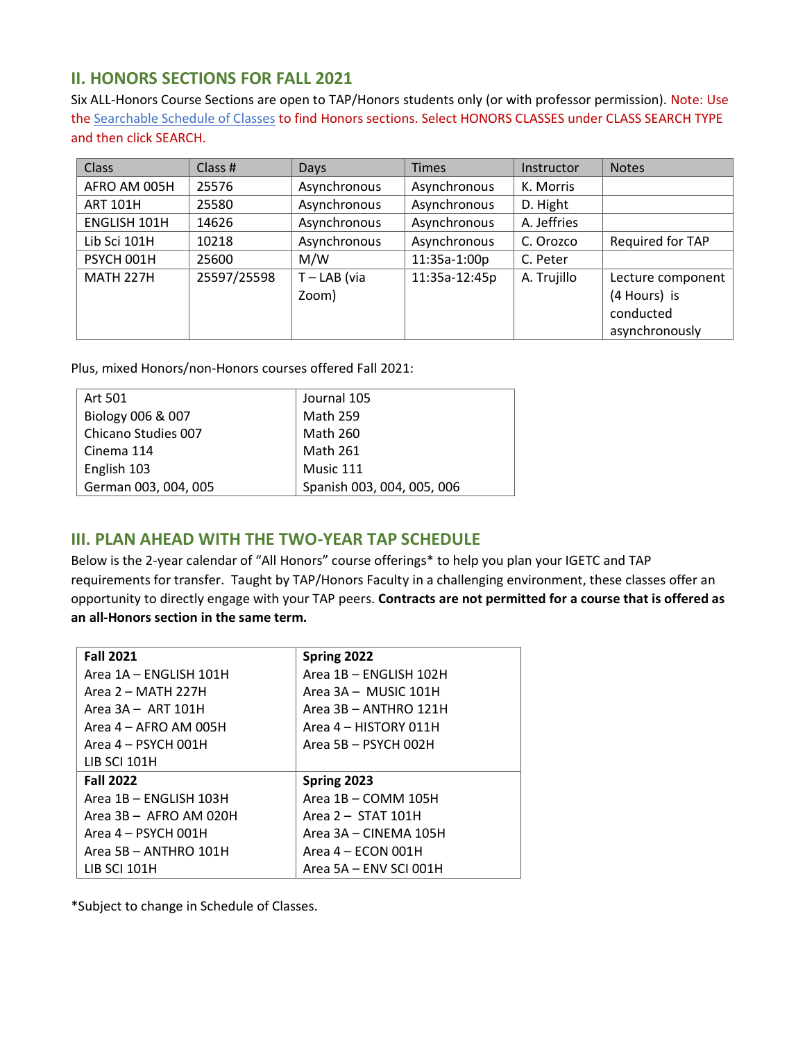## II. HONORS SECTIONS FOR FALL 2021

Six ALL-Honors Course Sections are open to TAP/Honors students only (or with professor permission). Note: Use the [Searchable Schedule of Classes]() to find Honors sections. Select HONORS CLASSES under CLASS SEARCH TYPE and then click SEARCH.

| Class | Class # | Days | Times | Instructor | Notes |
|---|---|---|---|---|---|
| AFRO AM 005H | 25576 | Asynchronous | Asynchronous | K. Morris | |
| ART 101H | 25580 | Asynchronous | Asynchronous | D. Hight | |
| ENGLISH 101H | 14626 | Asynchronous | Asynchronous | A. Jeffries | |
| Lib Sci 101H | 10218 | Asynchronous | Asynchronous | C. Orozco | Required for TAP |
| PSYCH 001H | 25600 | M/W | 11:35a-1:00p | C. Peter | |
| MATH 227H | 25597/25598 | T – LAB (via Zoom) | 11:35a-12:45p | A. Trujillo | Lecture component (4 Hours) is conducted asynchronously |

Plus, mixed Honors/non-Honors courses offered Fall 2021:

| | |
|---|---|
| Art 501 | Journal 105 |
| Biology 006 & 007 | Math 259 |
| Chicano Studies 007 | Math 260 |
| Cinema 114 | Math 261 |
| English 103 | Music 111 |
| German 003, 004, 005 | Spanish 003, 004, 005, 006 |

## III. PLAN AHEAD WITH THE TWO-YEAR TAP SCHEDULE

Below is the 2-year calendar of "All Honors" course offerings* to help you plan your IGETC and TAP requirements for transfer. Taught by TAP/Honors Faculty in a challenging environment, these classes offer an opportunity to directly engage with your TAP peers. **Contracts are not permitted for a course that is offered as an all-Honors section in the same term.**

| **Fall 2021** | **Spring 2022** |
|---|---|
| Area 1A – ENGLISH 101H | Area 1B – ENGLISH 102H |
| Area 2 – MATH 227H | Area 3A – MUSIC 101H |
| Area 3A – ART 101H | Area 3B – ANTHRO 121H |
| Area 4 – AFRO AM 005H | Area 4 – HISTORY 011H |
| Area 4 – PSYCH 001H | Area 5B – PSYCH 002H |
| LIB SCI 101H | |
| **Fall 2022** | **Spring 2023** |
| Area 1B – ENGLISH 103H | Area 1B – COMM 105H |
| Area 3B – AFRO AM 020H | Area 2 – STAT 101H |
| Area 4 – PSYCH 001H | Area 3A – CINEMA 105H |
| Area 5B – ANTHRO 101H | Area 4 – ECON 001H |
| LIB SCI 101H | Area 5A – ENV SCI 001H |

*Subject to change in Schedule of Classes.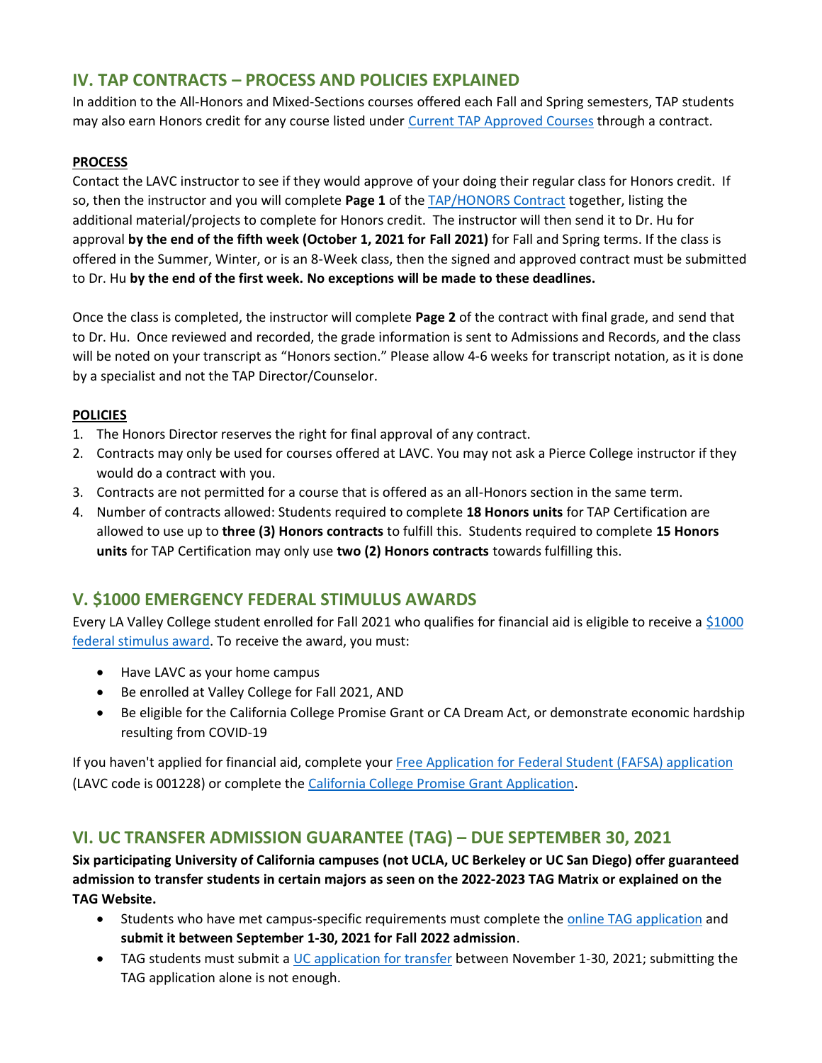## IV. TAP CONTRACTS – PROCESS AND POLICIES EXPLAINED

In addition to the All-Honors and Mixed-Sections courses offered each Fall and Spring semesters, TAP students may also earn Honors credit for any course listed under Current TAP Approved Courses through a contract.

**PROCESS**

Contact the LAVC instructor to see if they would approve of your doing their regular class for Honors credit. If so, then the instructor and you will complete **Page 1** of the TAP/HONORS Contract together, listing the additional material/projects to complete for Honors credit. The instructor will then send it to Dr. Hu for approval **by the end of the fifth week (October 1, 2021 for Fall 2021)** for Fall and Spring terms. If the class is offered in the Summer, Winter, or is an 8-Week class, then the signed and approved contract must be submitted to Dr. Hu **by the end of the first week. No exceptions will be made to these deadlines.**

Once the class is completed, the instructor will complete **Page 2** of the contract with final grade, and send that to Dr. Hu. Once reviewed and recorded, the grade information is sent to Admissions and Records, and the class will be noted on your transcript as "Honors section." Please allow 4-6 weeks for transcript notation, as it is done by a specialist and not the TAP Director/Counselor.

**POLICIES**

1. The Honors Director reserves the right for final approval of any contract.
2. Contracts may only be used for courses offered at LAVC. You may not ask a Pierce College instructor if they would do a contract with you.
3. Contracts are not permitted for a course that is offered as an all-Honors section in the same term.
4. Number of contracts allowed: Students required to complete **18 Honors units** for TAP Certification are allowed to use up to **three (3) Honors contracts** to fulfill this. Students required to complete **15 Honors units** for TAP Certification may only use **two (2) Honors contracts** towards fulfilling this.

## V. $1000 EMERGENCY FEDERAL STIMULUS AWARDS

Every LA Valley College student enrolled for Fall 2021 who qualifies for financial aid is eligible to receive a $1000 federal stimulus award. To receive the award, you must:

- Have LAVC as your home campus
- Be enrolled at Valley College for Fall 2021, AND
- Be eligible for the California College Promise Grant or CA Dream Act, or demonstrate economic hardship resulting from COVID-19

If you haven't applied for financial aid, complete your Free Application for Federal Student (FAFSA) application (LAVC code is 001228) or complete the California College Promise Grant Application.

## VI. UC TRANSFER ADMISSION GUARANTEE (TAG) – DUE SEPTEMBER 30, 2021

**Six participating University of California campuses (not UCLA, UC Berkeley or UC San Diego) offer guaranteed admission to transfer students in certain majors as seen on the 2022-2023 TAG Matrix or explained on the TAG Website.**

- Students who have met campus-specific requirements must complete the online TAG application and **submit it between September 1-30, 2021 for Fall 2022 admission**.
- TAG students must submit a UC application for transfer between November 1-30, 2021; submitting the TAG application alone is not enough.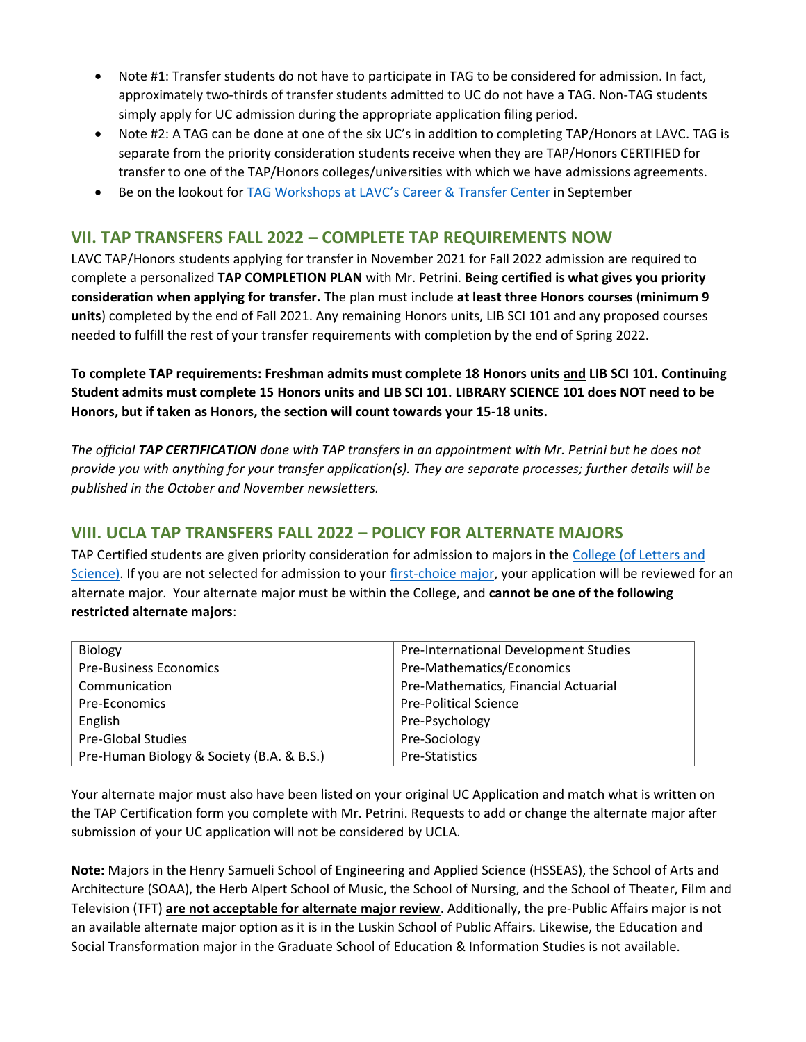- Note #1: Transfer students do not have to participate in TAG to be considered for admission. In fact, approximately two-thirds of transfer students admitted to UC do not have a TAG. Non-TAG students simply apply for UC admission during the appropriate application filing period.
- Note #2: A TAG can be done at one of the six UC's in addition to completing TAP/Honors at LAVC. TAG is separate from the priority consideration students receive when they are TAP/Honors CERTIFIED for transfer to one of the TAP/Honors colleges/universities with which we have admissions agreements.
- Be on the lookout for [TAG Workshops at LAVC's Career & Transfer Center](#) in September

## VII. TAP TRANSFERS FALL 2022 – COMPLETE TAP REQUIREMENTS NOW

LAVC TAP/Honors students applying for transfer in November 2021 for Fall 2022 admission are required to complete a personalized **TAP COMPLETION PLAN** with Mr. Petrini. **Being certified is what gives you priority consideration when applying for transfer.** The plan must include **at least three Honors courses** (**minimum 9 units**) completed by the end of Fall 2021. Any remaining Honors units, LIB SCI 101 and any proposed courses needed to fulfill the rest of your transfer requirements with completion by the end of Spring 2022.

**To complete TAP requirements: Freshman admits must complete 18 Honors units <u>and</u> LIB SCI 101. Continuing Student admits must complete 15 Honors units <u>and</u> LIB SCI 101. LIBRARY SCIENCE 101 does NOT need to be Honors, but if taken as Honors, the section will count towards your 15-18 units.**

*The official **TAP CERTIFICATION** done with TAP transfers in an appointment with Mr. Petrini but he does not provide you with anything for your transfer application(s). They are separate processes; further details will be published in the October and November newsletters.*

## VIII. UCLA TAP TRANSFERS FALL 2022 – POLICY FOR ALTERNATE MAJORS

TAP Certified students are given priority consideration for admission to majors in the [College (of Letters and Science)](#). If you are not selected for admission to your [first-choice major](#), your application will be reviewed for an alternate major. Your alternate major must be within the College, and **cannot be one of the following restricted alternate majors**:

| | |
|---|---|
| Biology | Pre-International Development Studies |
| Pre-Business Economics | Pre-Mathematics/Economics |
| Communication | Pre-Mathematics, Financial Actuarial |
| Pre-Economics | Pre-Political Science |
| English | Pre-Psychology |
| Pre-Global Studies | Pre-Sociology |
| Pre-Human Biology & Society (B.A. & B.S.) | Pre-Statistics |

Your alternate major must also have been listed on your original UC Application and match what is written on the TAP Certification form you complete with Mr. Petrini. Requests to add or change the alternate major after submission of your UC application will not be considered by UCLA.

**Note:** Majors in the Henry Samueli School of Engineering and Applied Science (HSSEAS), the School of Arts and Architecture (SOAA), the Herb Alpert School of Music, the School of Nursing, and the School of Theater, Film and Television (TFT) **<u>are not acceptable for alternate major review</u>**. Additionally, the pre-Public Affairs major is not an available alternate major option as it is in the Luskin School of Public Affairs. Likewise, the Education and Social Transformation major in the Graduate School of Education & Information Studies is not available.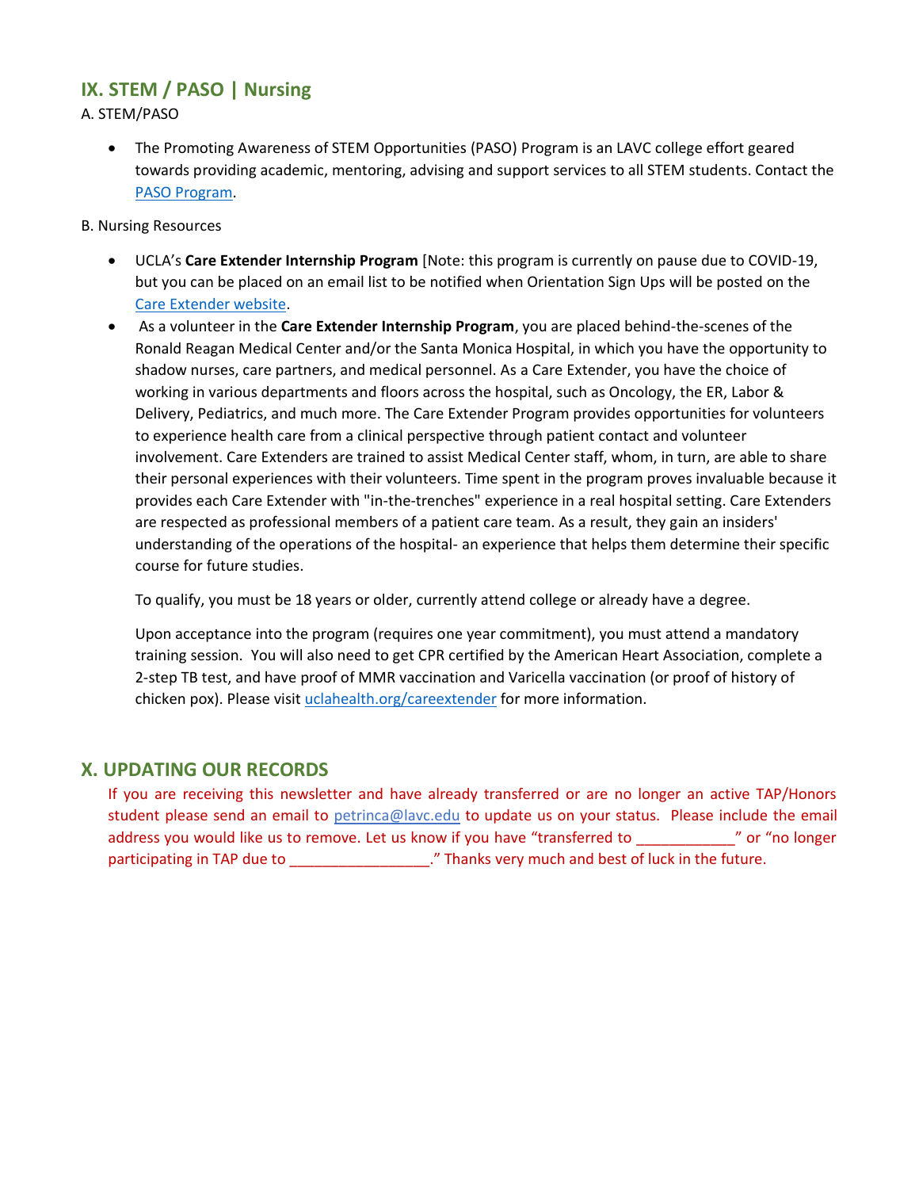## IX. STEM / PASO | Nursing

A. STEM/PASO

- The Promoting Awareness of STEM Opportunities (PASO) Program is an LAVC college effort geared towards providing academic, mentoring, advising and support services to all STEM students. Contact the PASO Program.

B. Nursing Resources

- UCLA's **Care Extender Internship Program** [Note: this program is currently on pause due to COVID-19, but you can be placed on an email list to be notified when Orientation Sign Ups will be posted on the Care Extender website.
- As a volunteer in the **Care Extender Internship Program**, you are placed behind-the-scenes of the Ronald Reagan Medical Center and/or the Santa Monica Hospital, in which you have the opportunity to shadow nurses, care partners, and medical personnel. As a Care Extender, you have the choice of working in various departments and floors across the hospital, such as Oncology, the ER, Labor & Delivery, Pediatrics, and much more. The Care Extender Program provides opportunities for volunteers to experience health care from a clinical perspective through patient contact and volunteer involvement. Care Extenders are trained to assist Medical Center staff, whom, in turn, are able to share their personal experiences with their volunteers. Time spent in the program proves invaluable because it provides each Care Extender with "in-the-trenches" experience in a real hospital setting. Care Extenders are respected as professional members of a patient care team. As a result, they gain an insiders' understanding of the operations of the hospital- an experience that helps them determine their specific course for future studies.

  To qualify, you must be 18 years or older, currently attend college or already have a degree.

  Upon acceptance into the program (requires one year commitment), you must attend a mandatory training session. You will also need to get CPR certified by the American Heart Association, complete a 2-step TB test, and have proof of MMR vaccination and Varicella vaccination (or proof of history of chicken pox). Please visit uclahealth.org/careextender for more information.

## X. UPDATING OUR RECORDS

If you are receiving this newsletter and have already transferred or are no longer an active TAP/Honors student please send an email to petrinca@lavc.edu to update us on your status. Please include the email address you would like us to remove. Let us know if you have "transferred to ____________" or "no longer participating in TAP due to _________________." Thanks very much and best of luck in the future.